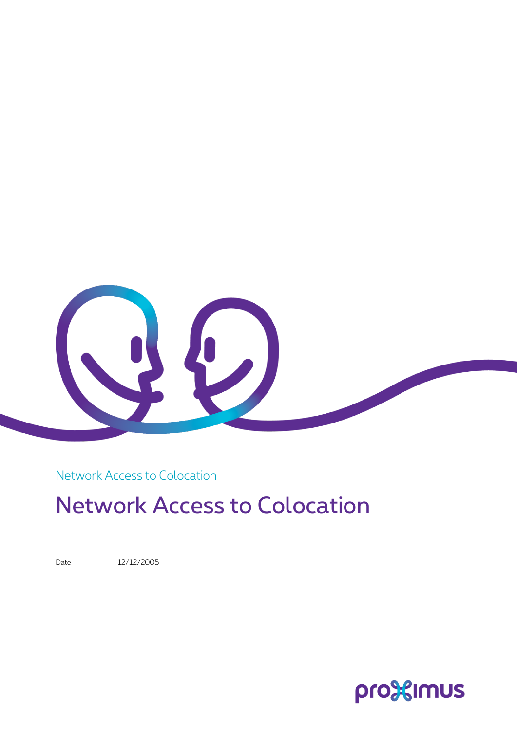Network Access to Colocation

# Network Access to Colocation

Date 12/12/2005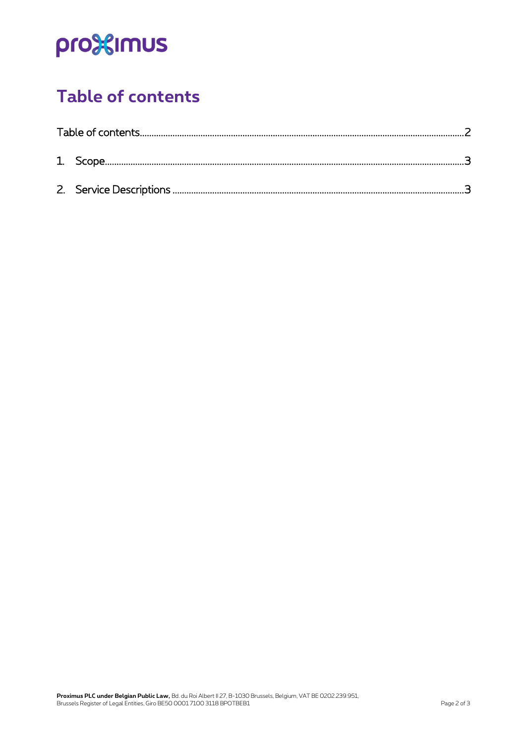# Table of contents

Table of contents......................................................................................................................................2

1. Scope......................................................................................................................................................3

2. Service Descriptions ............................................................................................................................3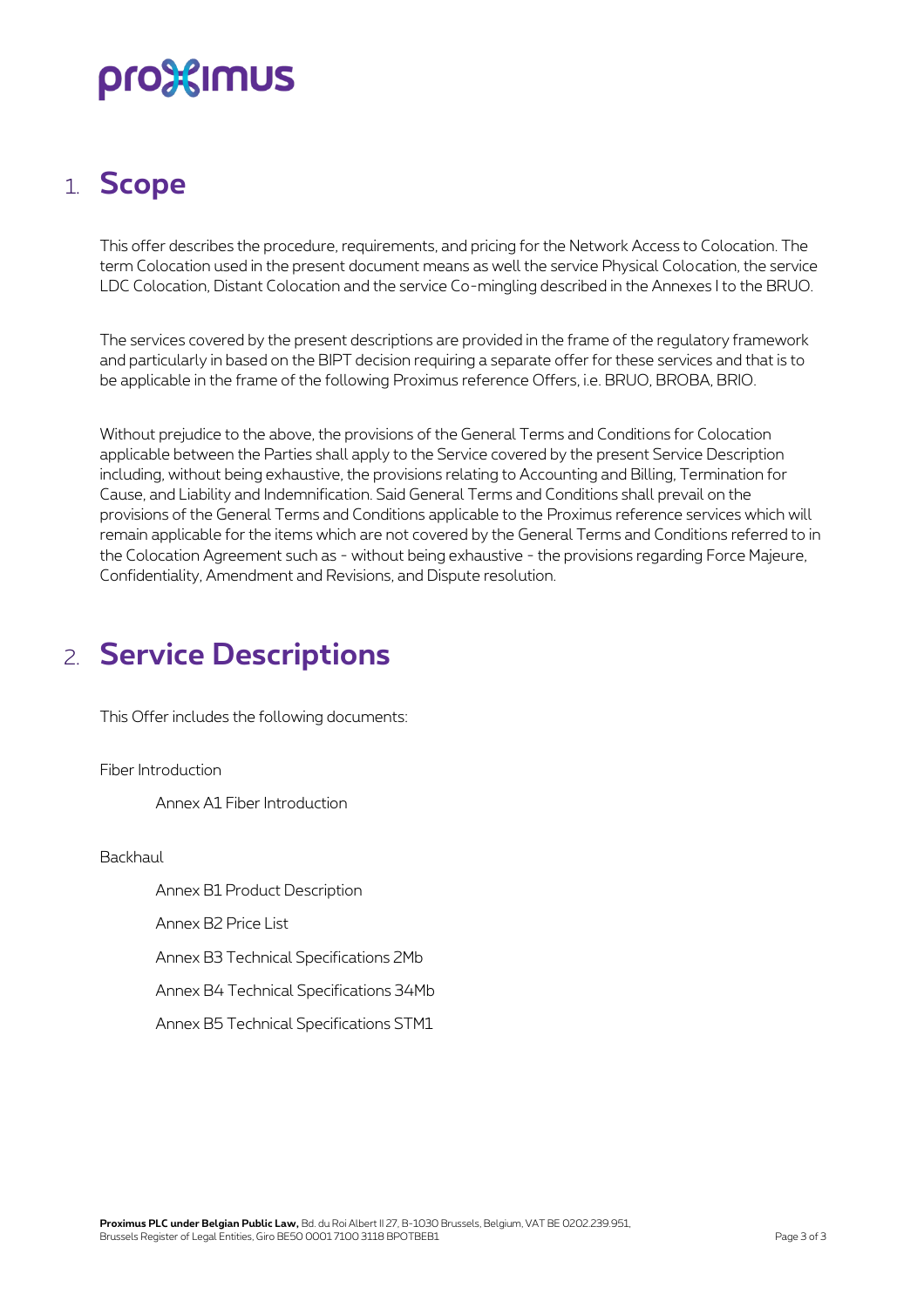# 1. Scope

This offer describes the procedure, requirements, and pricing for the Network Access to Colocation. The term Colocation used in the present document means as well the service Physical Colocation, the service LDC Colocation, Distant Colocation and the service Co-mingling described in the Annexes I to the BRUO.

The services covered by the present descriptions are provided in the frame of the regulatory framework and particularly in based on the BIPT decision requiring a separate offer for these services and that is to be applicable in the frame of the following Proximus reference Offers, i.e. BRUO, BROBA, BRIO.

Without prejudice to the above, the provisions of the General Terms and Conditions for Colocation applicable between the Parties shall apply to the Service covered by the present Service Description including, without being exhaustive, the provisions relating to Accounting and Billing, Termination for Cause, and Liability and Indemnification. Said General Terms and Conditions shall prevail on the provisions of the General Terms and Conditions applicable to the Proximus reference services which will remain applicable for the items which are not covered by the General Terms and Conditions referred to in the Colocation Agreement such as - without being exhaustive - the provisions regarding Force Majeure, Confidentiality, Amendment and Revisions, and Dispute resolution.

# 2. Service Descriptions

This Offer includes the following documents:

Fiber Introduction

- Annex A1 Fiber Introduction

Backhaul

- Annex B1 Product Description
- Annex B2 Price List
- Annex B3 Technical Specifications 2Mb
- Annex B4 Technical Specifications 34Mb
- Annex B5 Technical Specifications STM1